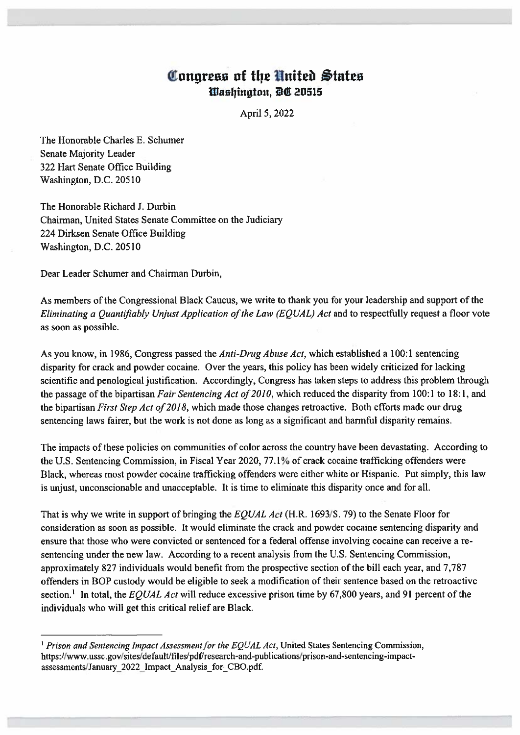# Congress of the United States
## Washington, DC 20515

April 5, 2022

The Honorable Charles E. Schumer
Senate Majority Leader
322 Hart Senate Office Building
Washington, D.C. 20510

The Honorable Richard J. Durbin
Chairman, United States Senate Committee on the Judiciary
224 Dirksen Senate Office Building
Washington, D.C. 20510

Dear Leader Schumer and Chairman Durbin,

As members of the Congressional Black Caucus, we write to thank you for your leadership and support of the *Eliminating a Quantifiably Unjust Application of the Law (EQUAL) Act* and to respectfully request a floor vote as soon as possible.

As you know, in 1986, Congress passed the *Anti-Drug Abuse Act*, which established a 100:1 sentencing disparity for crack and powder cocaine. Over the years, this policy has been widely criticized for lacking scientific and penological justification. Accordingly, Congress has taken steps to address this problem through the passage of the bipartisan *Fair Sentencing Act of 2010*, which reduced the disparity from 100:1 to 18:1, and the bipartisan *First Step Act of 2018*, which made those changes retroactive. Both efforts made our drug sentencing laws fairer, but the work is not done as long as a significant and harmful disparity remains.

The impacts of these policies on communities of color across the country have been devastating. According to the U.S. Sentencing Commission, in Fiscal Year 2020, 77.1% of crack cocaine trafficking offenders were Black, whereas most powder cocaine trafficking offenders were either white or Hispanic. Put simply, this law is unjust, unconscionable and unacceptable. It is time to eliminate this disparity once and for all.

That is why we write in support of bringing the *EQUAL Act* (H.R. 1693/S. 79) to the Senate Floor for consideration as soon as possible. It would eliminate the crack and powder cocaine sentencing disparity and ensure that those who were convicted or sentenced for a federal offense involving cocaine can receive a re-sentencing under the new law. According to a recent analysis from the U.S. Sentencing Commission, approximately 827 individuals would benefit from the prospective section of the bill each year, and 7,787 offenders in BOP custody would be eligible to seek a modification of their sentence based on the retroactive section.[1] In total, the *EQUAL Act* will reduce excessive prison time by 67,800 years, and 91 percent of the individuals who will get this critical relief are Black.

---

[1] *Prison and Sentencing Impact Assessment for the EQUAL Act*, United States Sentencing Commission, https://www.ussc.gov/sites/default/files/pdf/research-and-publications/prison-and-sentencing-impact-assessments/January_2022_Impact_Analysis_for_CBO.pdf.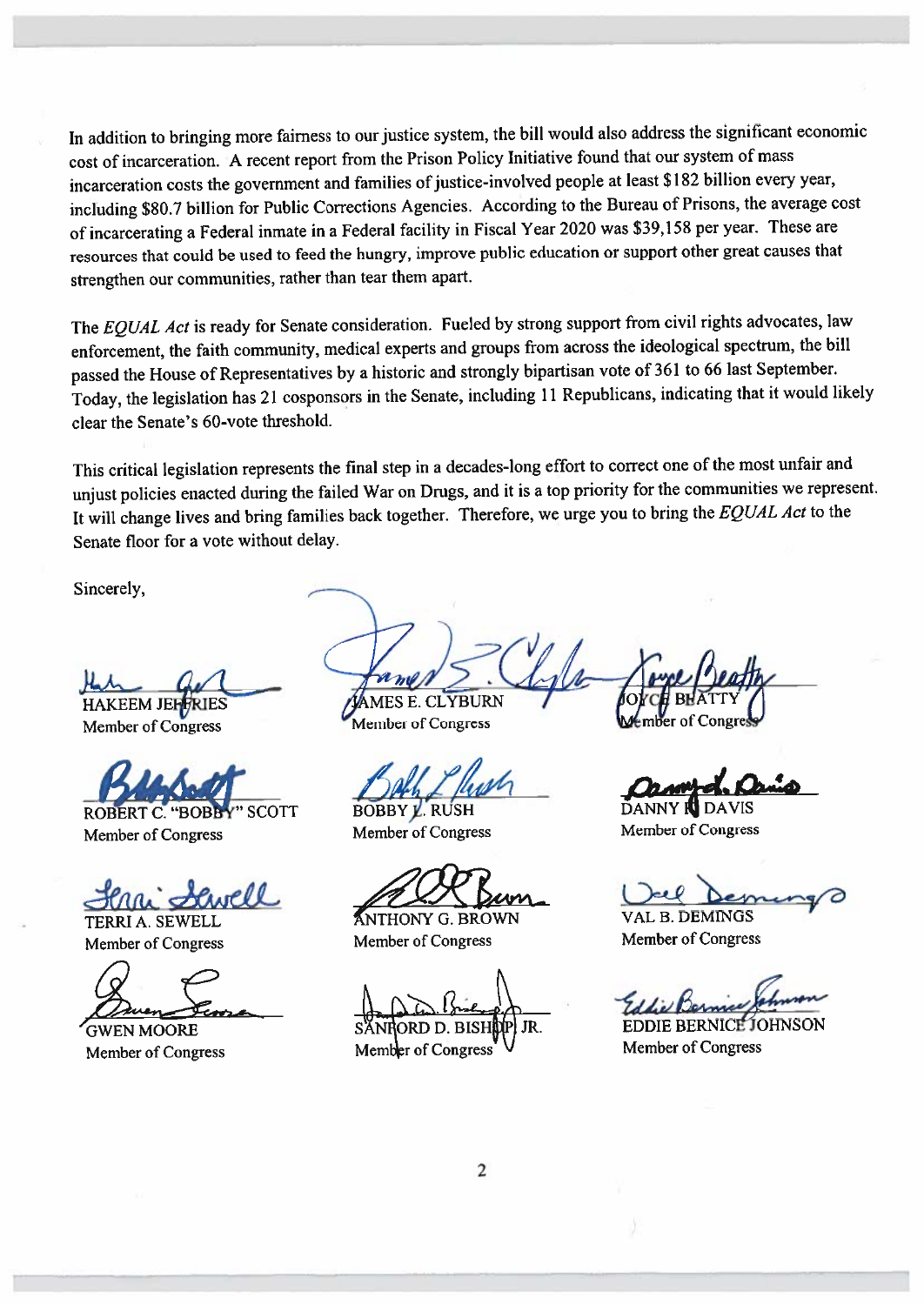In addition to bringing more fairness to our justice system, the bill would also address the significant economic cost of incarceration. A recent report from the Prison Policy Initiative found that our system of mass incarceration costs the government and families of justice-involved people at least $182 billion every year, including $80.7 billion for Public Corrections Agencies. According to the Bureau of Prisons, the average cost of incarcerating a Federal inmate in a Federal facility in Fiscal Year 2020 was $39,158 per year. These are resources that could be used to feed the hungry, improve public education or support other great causes that strengthen our communities, rather than tear them apart.

The *EQUAL Act* is ready for Senate consideration. Fueled by strong support from civil rights advocates, law enforcement, the faith community, medical experts and groups from across the ideological spectrum, the bill passed the House of Representatives by a historic and strongly bipartisan vote of 361 to 66 last September. Today, the legislation has 21 cosponsors in the Senate, including 11 Republicans, indicating that it would likely clear the Senate's 60-vote threshold.

This critical legislation represents the final step in a decades-long effort to correct one of the most unfair and unjust policies enacted during the failed War on Drugs, and it is a top priority for the communities we represent. It will change lives and bring families back together. Therefore, we urge you to bring the *EQUAL Act* to the Senate floor for a vote without delay.

Sincerely,

HAKEEM JEFFRIES
Member of Congress

JAMES E. CLYBURN
Member of Congress

JOYCE BEATTY
Member of Congress

ROBERT C. "BOBBY" SCOTT
Member of Congress

BOBBY L. RUSH
Member of Congress

DANNY K. DAVIS
Member of Congress

TERRI A. SEWELL
Member of Congress

ANTHONY G. BROWN
Member of Congress

VAL B. DEMINGS
Member of Congress

GWEN MOORE
Member of Congress

SANFORD D. BISHOP, JR.
Member of Congress

EDDIE BERNICE JOHNSON
Member of Congress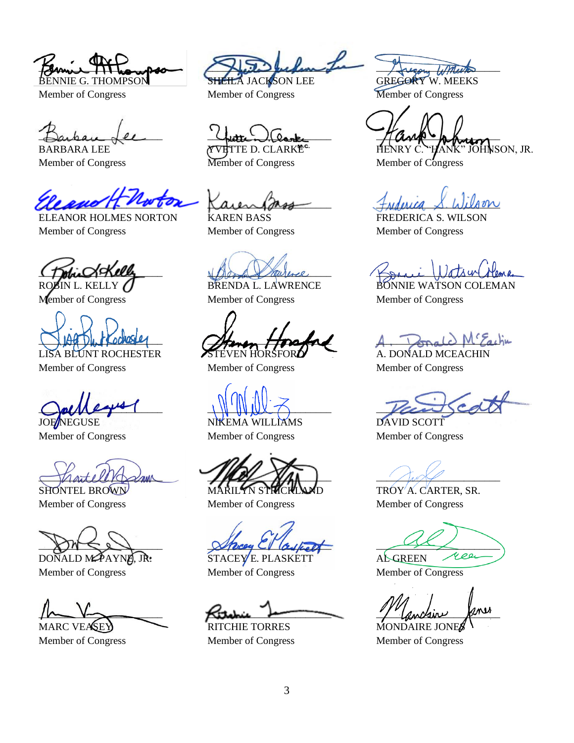BENNIE G. THOMPSON
Member of Congress

SHEILA JACKSON LEE
Member of Congress

GREGORY W. MEEKS
Member of Congress

BARBARA LEE
Member of Congress

YVETTE D. CLARKE
Member of Congress

HENRY C. "HANK" JOHNSON, JR.
Member of Congress

ELEANOR HOLMES NORTON
Member of Congress

KAREN BASS
Member of Congress

FREDERICA S. WILSON
Member of Congress

ROBIN L. KELLY
Member of Congress

BRENDA L. LAWRENCE
Member of Congress

BONNIE WATSON COLEMAN
Member of Congress

LISA BLUNT ROCHESTER
Member of Congress

STEVEN HORSFORD
Member of Congress

A. DONALD MCEACHIN
Member of Congress

JOE NEGUSE
Member of Congress

NIKEMA WILLIAMS
Member of Congress

DAVID SCOTT
Member of Congress

SHONTEL BROWN
Member of Congress

MARILYN STRICKLAND
Member of Congress

TROY A. CARTER, SR.
Member of Congress

DONALD M. PAYNE, JR.
Member of Congress

STACEY E. PLASKETT
Member of Congress

AL GREEN
Member of Congress

MARC VEASEY
Member of Congress

RITCHIE TORRES
Member of Congress

MONDAIRE JONES
Member of Congress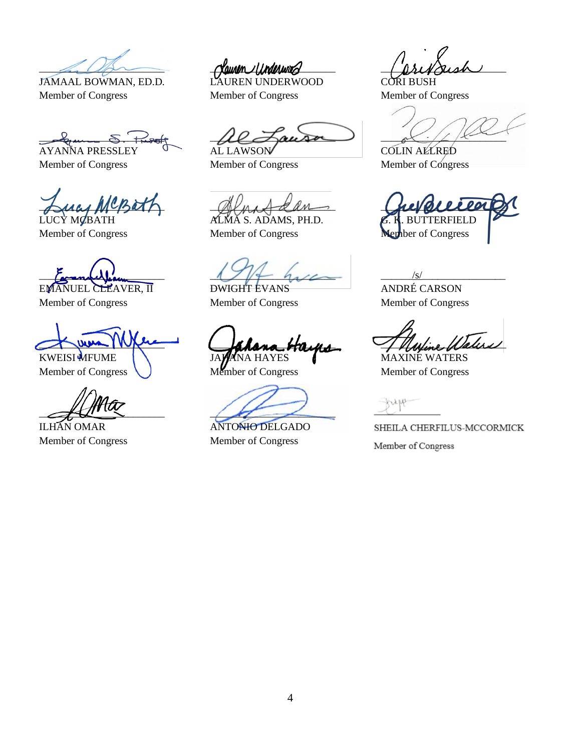JAMAAL BOWMAN, ED.D.
Member of Congress

LAUREN UNDERWOOD
Member of Congress

CORI BUSH
Member of Congress

AYANNA PRESSLEY
Member of Congress

AL LAWSON
Member of Congress

COLIN ALLRED
Member of Congress

LUCY MCBATH
Member of Congress

ALMA S. ADAMS, PH.D.
Member of Congress

G. K. BUTTERFIELD
Member of Congress

EMANUEL CLEAVER, II
Member of Congress

DWIGHT EVANS
Member of Congress

/s/
ANDRÉ CARSON
Member of Congress

KWEISI MFUME
Member of Congress

JAHANA HAYES
Member of Congress

MAXINE WATERS
Member of Congress

ILHAN OMAR
Member of Congress

ANTONIO DELGADO
Member of Congress

SHEILA CHERFILUS-MCCORMICK
Member of Congress